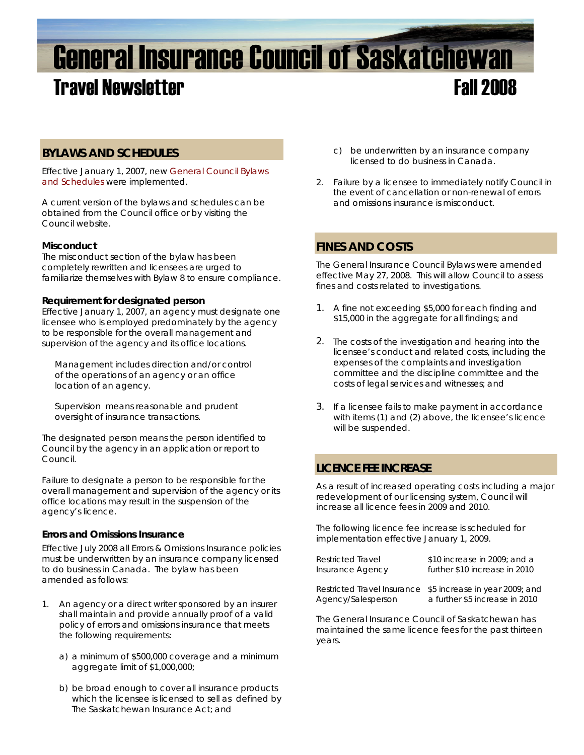# General Insurance Council of Saskatchewan

## Travel Newsletter — Fall 2008

## BYLAWS AND SCHEDULES

Effective January 1, 2007, new General Council Bylaws and Schedules were implemented.

A current version of the bylaws and schedules can be obtained from the Council office or by visiting the Council website.

### Misconduct

The misconduct section of the bylaw has been completely rewritten and licensees are urged to familiarize themselves with Bylaw 8 to ensure compliance.

### Requirement for designated person

Effective January 1, 2007, an agency must designate one licensee who is employed predominately by the agency to be responsible for the overall management and supervision of the agency and its office locations.

> Management includes direction and/or control of the operations of an agency or an office location of an agency.
>
> Supervision means reasonable and prudent oversight of insurance transactions.

The designated person means the person identified to Council by the agency in an application or report to Council.

Failure to designate a person to be responsible for the overall management and supervision of the agency or its office locations may result in the suspension of the agency's licence.

### Errors and Omissions Insurance

Effective July 2008 all Errors & Omissions Insurance policies must be underwritten by an insurance company licensed to do business in Canada. The bylaw has been amended as follows:

1. An agency or a direct writer sponsored by an insurer shall maintain and provide annually proof of a valid policy of errors and omissions insurance that meets the following requirements:
   a) a minimum of $500,000 coverage and a minimum aggregate limit of $1,000,000;
   b) be broad enough to cover all insurance products which the licensee is licensed to sell as defined by The Saskatchewan Insurance Act; and
   c) be underwritten by an insurance company licensed to do business in Canada.
2. Failure by a licensee to immediately notify Council in the event of cancellation or non-renewal of errors and omissions insurance is misconduct.

## FINES AND COSTS

The General Insurance Council Bylaws were amended effective May 27, 2008. This will allow Council to assess fines and costs related to investigations.

1. A fine not exceeding $5,000 for each finding and $15,000 in the aggregate for all findings; and
2. The costs of the investigation and hearing into the licensee's conduct and related costs, including the expenses of the complaints and investigation committee and the discipline committee and the costs of legal services and witnesses; and
3. If a licensee fails to make payment in accordance with items (1) and (2) above, the licensee's licence will be suspended.

## LICENCE FEE INCREASE

As a result of increased operating costs including a major redevelopment of our licensing system, Council will increase all licence fees in 2009 and 2010.

The following licence fee increase is scheduled for implementation effective January 1, 2009.

| | |
|---|---|
| Restricted Travel Insurance Agency | $10 increase in 2009; and a further $10 increase in 2010 |
| Restricted Travel Insurance Agency/Salesperson | $5 increase in year 2009; and a further $5 increase in 2010 |

The General Insurance Council of Saskatchewan has maintained the same licence fees for the past thirteen years.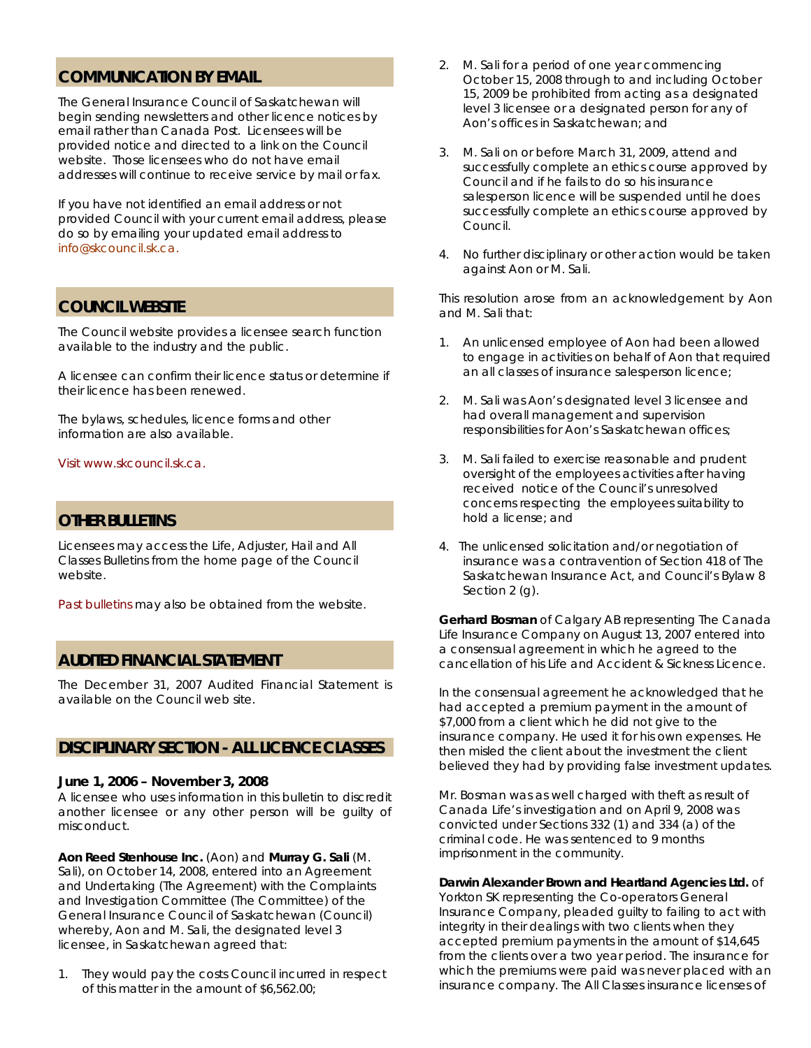## COMMUNICATION BY EMAIL

The General Insurance Council of Saskatchewan will begin sending newsletters and other licence notices by email rather than Canada Post. Licensees will be provided notice and directed to a link on the Council website. Those licensees who do not have email addresses will continue to receive service by mail or fax.

If you have not identified an email address or not provided Council with your current email address, please do so by emailing your updated email address to info@skcouncil.sk.ca.

## COUNCIL WEBSITE

The Council website provides a licensee search function available to the industry and the public.

A licensee can confirm their licence status or determine if their licence has been renewed.

The bylaws, schedules, licence forms and other information are also available.

Visit www.skcouncil.sk.ca.

## OTHER BULLETINS

Licensees may access the Life, Adjuster, Hail and All Classes Bulletins from the home page of the Council website.

Past bulletins may also be obtained from the website.

## AUDITED FINANCIAL STATEMENT

The December 31, 2007 Audited Financial Statement is available on the Council web site.

## DISCIPLINARY SECTION - ALL LICENCE CLASSES

**June 1, 2006 – November 3, 2008**

A licensee who uses information in this bulletin to discredit another licensee or any other person will be guilty of misconduct.

**Aon Reed Stenhouse Inc.** (Aon) and **Murray G. Sali** (M. Sali), on October 14, 2008, entered into an Agreement and Undertaking (The Agreement) with the Complaints and Investigation Committee (The Committee) of the General Insurance Council of Saskatchewan (Council) whereby, Aon and M. Sali, the designated level 3 licensee, in Saskatchewan agreed that:

1. They would pay the costs Council incurred in respect of this matter in the amount of $6,562.00;
2. M. Sali for a period of one year commencing October 15, 2008 through to and including October 15, 2009 be prohibited from acting as a designated level 3 licensee or a designated person for any of Aon's offices in Saskatchewan; and
3. M. Sali on or before March 31, 2009, attend and successfully complete an ethics course approved by Council and if he fails to do so his insurance salesperson licence will be suspended until he does successfully complete an ethics course approved by Council.
4. No further disciplinary or other action would be taken against Aon or M. Sali.

This resolution arose from an acknowledgement by Aon and M. Sali that:

1. An unlicensed employee of Aon had been allowed to engage in activities on behalf of Aon that required an all classes of insurance salesperson licence;
2. M. Sali was Aon's designated level 3 licensee and had overall management and supervision responsibilities for Aon's Saskatchewan offices;
3. M. Sali failed to exercise reasonable and prudent oversight of the employees activities after having received notice of the Council's unresolved concerns respecting the employees suitability to hold a license; and
4. The unlicensed solicitation and/or negotiation of insurance was a contravention of Section 418 of The Saskatchewan Insurance Act, and Council's Bylaw 8 Section 2 (g).

**Gerhard Bosman** of Calgary AB representing The Canada Life Insurance Company on August 13, 2007 entered into a consensual agreement in which he agreed to the cancellation of his Life and Accident & Sickness Licence.

In the consensual agreement he acknowledged that he had accepted a premium payment in the amount of $7,000 from a client which he did not give to the insurance company. He used it for his own expenses. He then misled the client about the investment the client believed they had by providing false investment updates.

Mr. Bosman was as well charged with theft as result of Canada Life's investigation and on April 9, 2008 was convicted under Sections 332 (1) and 334 (a) of the criminal code. He was sentenced to 9 months imprisonment in the community.

**Darwin Alexander Brown and Heartland Agencies Ltd.** of Yorkton SK representing the Co-operators General Insurance Company, pleaded guilty to failing to act with integrity in their dealings with two clients when they accepted premium payments in the amount of $14,645 from the clients over a two year period. The insurance for which the premiums were paid was never placed with an insurance company. The All Classes insurance licenses of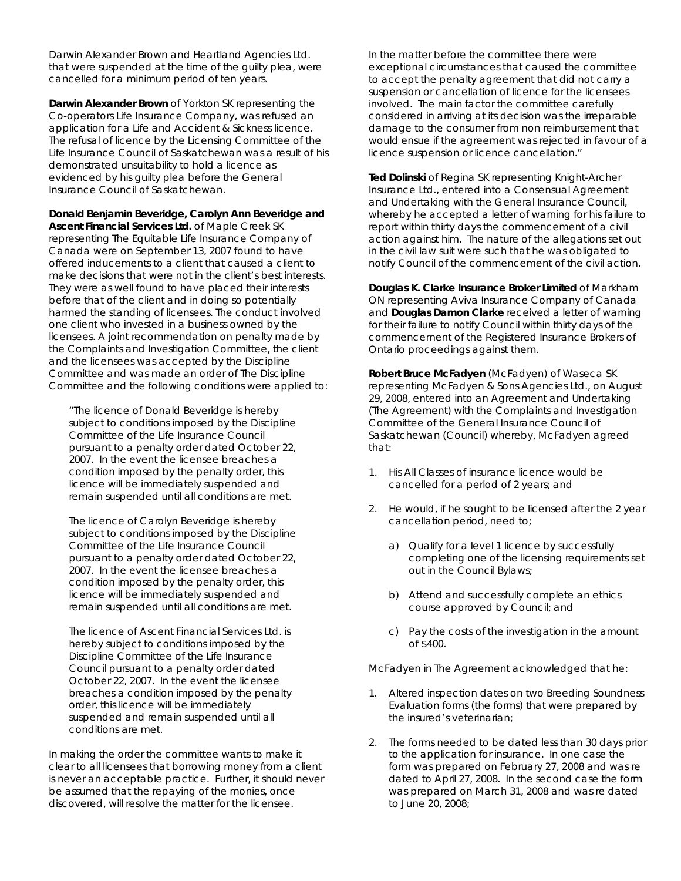Darwin Alexander Brown and Heartland Agencies Ltd. that were suspended at the time of the guilty plea, were cancelled for a minimum period of ten years.

**Darwin Alexander Brown** of Yorkton SK representing the Co-operators Life Insurance Company, was refused an application for a Life and Accident & Sickness licence. The refusal of licence by the Licensing Committee of the Life Insurance Council of Saskatchewan was a result of his demonstrated unsuitability to hold a licence as evidenced by his guilty plea before the General Insurance Council of Saskatchewan.

**Donald Benjamin Beveridge, Carolyn Ann Beveridge and Ascent Financial Services Ltd.** of Maple Creek SK representing The Equitable Life Insurance Company of Canada were on September 13, 2007 found to have offered inducements to a client that caused a client to make decisions that were not in the client's best interests. They were as well found to have placed their interests before that of the client and in doing so potentially harmed the standing of licensees. The conduct involved one client who invested in a business owned by the licensees. A joint recommendation on penalty made by the Complaints and Investigation Committee, the client and the licensees was accepted by the Discipline Committee and was made an order of The Discipline Committee and the following conditions were applied to:

> "The licence of Donald Beveridge is hereby subject to conditions imposed by the Discipline Committee of the Life Insurance Council pursuant to a penalty order dated October 22, 2007. In the event the licensee breaches a condition imposed by the penalty order, this licence will be immediately suspended and remain suspended until all conditions are met.
>
> The licence of Carolyn Beveridge is hereby subject to conditions imposed by the Discipline Committee of the Life Insurance Council pursuant to a penalty order dated October 22, 2007. In the event the licensee breaches a condition imposed by the penalty order, this licence will be immediately suspended and remain suspended until all conditions are met.
>
> The licence of Ascent Financial Services Ltd. is hereby subject to conditions imposed by the Discipline Committee of the Life Insurance Council pursuant to a penalty order dated October 22, 2007. In the event the licensee breaches a condition imposed by the penalty order, this licence will be immediately suspended and remain suspended until all conditions are met.

In making the order the committee wants to make it clear to all licensees that borrowing money from a client is never an acceptable practice. Further, it should never be assumed that the repaying of the monies, once discovered, will resolve the matter for the licensee.

In the matter before the committee there were exceptional circumstances that caused the committee to accept the penalty agreement that did not carry a suspension or cancellation of licence for the licensees involved. The main factor the committee carefully considered in arriving at its decision was the irreparable damage to the consumer from non reimbursement that would ensue if the agreement was rejected in favour of a licence suspension or licence cancellation."

**Ted Dolinski** of Regina SK representing Knight-Archer Insurance Ltd., entered into a Consensual Agreement and Undertaking with the General Insurance Council, whereby he accepted a letter of warning for his failure to report within thirty days the commencement of a civil action against him. The nature of the allegations set out in the civil law suit were such that he was obligated to notify Council of the commencement of the civil action.

**Douglas K. Clarke Insurance Broker Limited** of Markham ON representing Aviva Insurance Company of Canada and **Douglas Damon Clarke** received a letter of warning for their failure to notify Council within thirty days of the commencement of the Registered Insurance Brokers of Ontario proceedings against them.

**Robert Bruce McFadyen** (McFadyen) of Waseca SK representing McFadyen & Sons Agencies Ltd., on August 29, 2008, entered into an Agreement and Undertaking (The Agreement) with the Complaints and Investigation Committee of the General Insurance Council of Saskatchewan (Council) whereby, McFadyen agreed that:

1. His All Classes of insurance licence would be cancelled for a period of 2 years; and
2. He would, if he sought to be licensed after the 2 year cancellation period, need to;
   a) Qualify for a level 1 licence by successfully completing one of the licensing requirements set out in the Council Bylaws;
   b) Attend and successfully complete an ethics course approved by Council; and
   c) Pay the costs of the investigation in the amount of $400.

McFadyen in The Agreement acknowledged that he:

1. Altered inspection dates on two Breeding Soundness Evaluation forms (the forms) that were prepared by the insured's veterinarian;
2. The forms needed to be dated less than 30 days prior to the application for insurance. In one case the form was prepared on February 27, 2008 and was re dated to April 27, 2008. In the second case the form was prepared on March 31, 2008 and was re dated to June 20, 2008;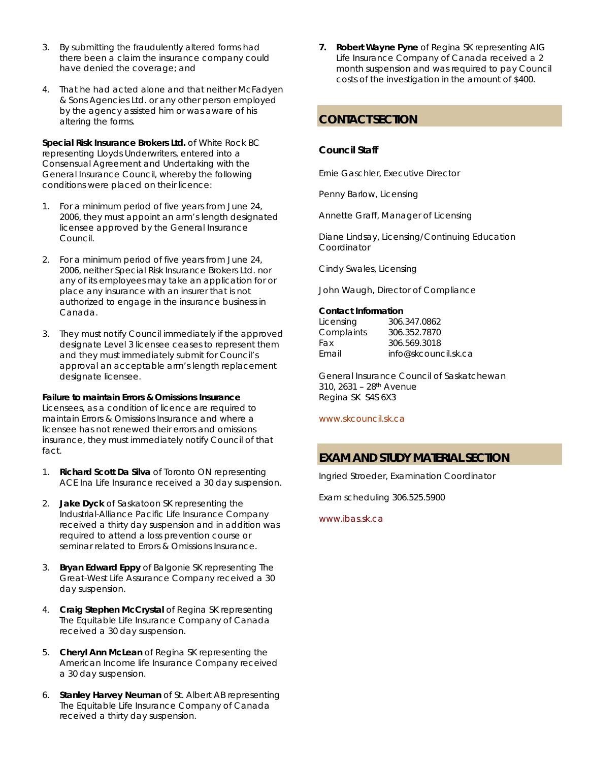3. By submitting the fraudulently altered forms had there been a claim the insurance company could have denied the coverage; and

4. That he had acted alone and that neither McFadyen & Sons Agencies Ltd. or any other person employed by the agency assisted him or was aware of his altering the forms.

**Special Risk Insurance Brokers Ltd.** of White Rock BC representing Lloyds Underwriters, entered into a Consensual Agreement and Undertaking with the General Insurance Council, whereby the following conditions were placed on their licence:

1. For a minimum period of five years from June 24, 2006, they must appoint an arm's length designated licensee approved by the General Insurance Council.

2. For a minimum period of five years from June 24, 2006, neither Special Risk Insurance Brokers Ltd. nor any of its employees may take an application for or place any insurance with an insurer that is not authorized to engage in the insurance business in Canada.

3. They must notify Council immediately if the approved designate Level 3 licensee ceases to represent them and they must immediately submit for Council's approval an acceptable arm's length replacement designate licensee.

**Failure to maintain Errors & Omissions Insurance**

Licensees, as a condition of licence are required to maintain Errors & Omissions Insurance and where a licensee has not renewed their errors and omissions insurance, they must immediately notify Council of that fact.

1. **Richard Scott Da Silva** of Toronto ON representing ACE Ina Life Insurance received a 30 day suspension.

2. **Jake Dyck** of Saskatoon SK representing the Industrial-Alliance Pacific Life Insurance Company received a thirty day suspension and in addition was required to attend a loss prevention course or seminar related to Errors & Omissions Insurance.

3. **Bryan Edward Eppy** of Balgonie SK representing The Great-West Life Assurance Company received a 30 day suspension.

4. **Craig Stephen McCrystal** of Regina SK representing The Equitable Life Insurance Company of Canada received a 30 day suspension.

5. **Cheryl Ann McLean** of Regina SK representing the American Income life Insurance Company received a 30 day suspension.

6. **Stanley Harvey Neuman** of St. Albert AB representing The Equitable Life Insurance Company of Canada received a thirty day suspension.

7. **Robert Wayne Pyne** of Regina SK representing AIG Life Insurance Company of Canada received a 2 month suspension and was required to pay Council costs of the investigation in the amount of $400.

## CONTACT SECTION

### Council Staff

Ernie Gaschler, Executive Director

Penny Barlow, Licensing

Annette Graff, Manager of Licensing

Diane Lindsay, Licensing/Continuing Education Coordinator

Cindy Swales, Licensing

John Waugh, Director of Compliance

**Contact Information**

| | |
|---|---|
| Licensing | 306.347.0862 |
| Complaints | 306.352.7870 |
| Fax | 306.569.3018 |
| Email | info@skcouncil.sk.ca |

General Insurance Council of Saskatchewan
310, 2631 – 28th Avenue
Regina SK S4S 6X3

www.skcouncil.sk.ca

## EXAM AND STUDY MATERIAL SECTION

Ingried Stroeder, Examination Coordinator

Exam scheduling 306.525.5900

www.ibas.sk.ca